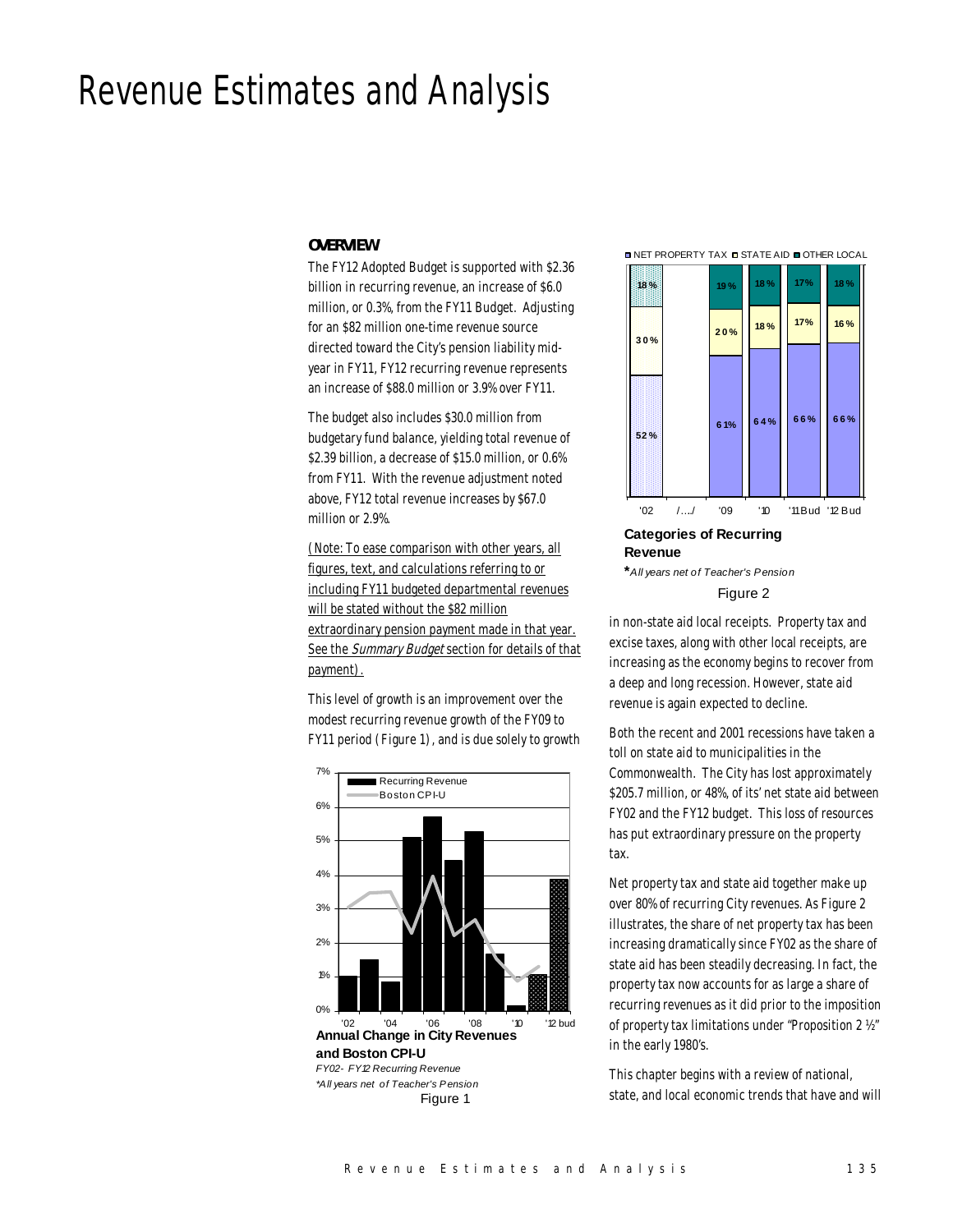# Revenue Estimates and Analysis

## OVERVIEW

The FY12 Adopted Budget is supported with \$2.36 billion in recurring revenue, an increase of \$6.0 million, or 0.3%, from the FY11 Budget. Adjusting for an \$82 million one-time revenue source directed toward the City's pension liability mid-year in FY11, FY12 recurring revenue represents an increase of \$88.0 million or 3.9% over FY11.

The budget also includes \$30.0 million from budgetary fund balance, yielding total revenue of \$2.39 billion, a decrease of \$15.0 million, or 0.6% from FY11. With the revenue adjustment noted above, FY12 total revenue increases by \$67.0 million or 2.9%.

(Note: To ease comparison with other years, all figures, text, and calculations referring to or including FY11 budgeted departmental revenues will be stated without the \$82 million extraordinary pension payment made in that year. See the *Summary Budget* section for details of that payment).

This level of growth is an improvement over the modest recurring revenue growth of the FY09 to FY11 period (Figure 1), and is due solely to growth in non-state aid local receipts. Property tax and excise taxes, along with other local receipts, are increasing as the economy begins to recover from a deep and long recession. However, state aid revenue is again expected to decline.

**Annual Change in City Revenues and Boston CPI-U**

*FY02- FY12 Recurring Revenue*

*\*All years net of Teacher's Pension*

Figure 1

| | NET PROPERTY TAX | STATE AID | OTHER LOCAL |
|---|---|---|---|
| '02 | 52% | 30% | 18% |
| '09 | 61% | 20% | 19% |
| '10 | 64% | 18% | 18% |
| '11 Bud | 66% | 17% | 17% |
| '12 Bud | 66% | 16% | 18% |

**Categories of Recurring Revenue**

*\*All years net of Teacher's Pension*

Figure 2

Both the recent and 2001 recessions have taken a toll on state aid to municipalities in the Commonwealth. The City has lost approximately \$205.7 million, or 48%, of its' net state aid between FY02 and the FY12 budget. This loss of resources has put extraordinary pressure on the property tax.

Net property tax and state aid together make up over 80% of recurring City revenues. As Figure 2 illustrates, the share of net property tax has been increasing dramatically since FY02 as the share of state aid has been steadily decreasing. In fact, the property tax now accounts for as large a share of recurring revenues as it did prior to the imposition of property tax limitations under "Proposition 2 ½" in the early 1980's.

This chapter begins with a review of national, state, and local economic trends that have and will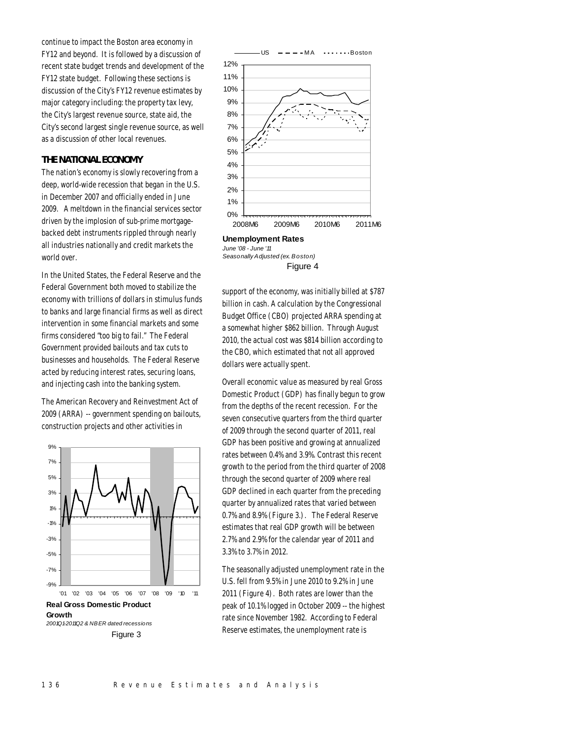continue to impact the Boston area economy in FY12 and beyond. It is followed by a discussion of recent state budget trends and development of the FY12 state budget. Following these sections is discussion of the City's FY12 revenue estimates by major category including: the property tax levy, the City's largest revenue source, state aid, the City's second largest single revenue source, as well as a discussion of other local revenues.

## THE NATIONAL ECONOMY

The nation's economy is slowly recovering from a deep, world-wide recession that began in the U.S. in December 2007 and officially ended in June 2009. A meltdown in the financial services sector driven by the implosion of sub-prime mortgage-backed debt instruments rippled through nearly all industries nationally and credit markets the world over.

In the United States, the Federal Reserve and the Federal Government both moved to stabilize the economy with trillions of dollars in stimulus funds to banks and large financial firms as well as direct intervention in some financial markets and some firms considered "too big to fail." The Federal Government provided bailouts and tax cuts to businesses and households. The Federal Reserve acted by reducing interest rates, securing loans, and injecting cash into the banking system.

The American Recovery and Reinvestment Act of 2009 (ARRA) -- government spending on bailouts, construction projects and other activities in support of the economy, was initially billed at $787 billion in cash. A calculation by the Congressional Budget Office (CBO) projected ARRA spending at a somewhat higher $862 billion. Through August 2010, the actual cost was $814 billion according to the CBO, which estimated that not all approved dollars were actually spent.

**Real Gross Domestic Product Growth**
*2001Q1-2011Q2 & NBER dated recessions*
Figure 3

Overall economic value as measured by real Gross Domestic Product (GDP) has finally begun to grow from the depths of the recent recession. For the seven consecutive quarters from the third quarter of 2009 through the second quarter of 2011, real GDP has been positive and growing at annualized rates between 0.4% and 3.9%. Contrast this recent growth to the period from the third quarter of 2008 through the second quarter of 2009 where real GDP declined in each quarter from the preceding quarter by annualized rates that varied between 0.7% and 8.9% (Figure 3.). The Federal Reserve estimates that real GDP growth will be between 2.7% and 2.9% for the calendar year of 2011 and 3.3% to 3.7% in 2012.

**Unemployment Rates**
*June '08 - June '11*
*Seasonally Adjusted (ex. Boston)*
Figure 4

The seasonally adjusted unemployment rate in the U.S. fell from 9.5% in June 2010 to 9.2% in June 2011 (Figure 4). Both rates are lower than the peak of 10.1% logged in October 2009 -- the highest rate since November 1982. According to Federal Reserve estimates, the unemployment rate is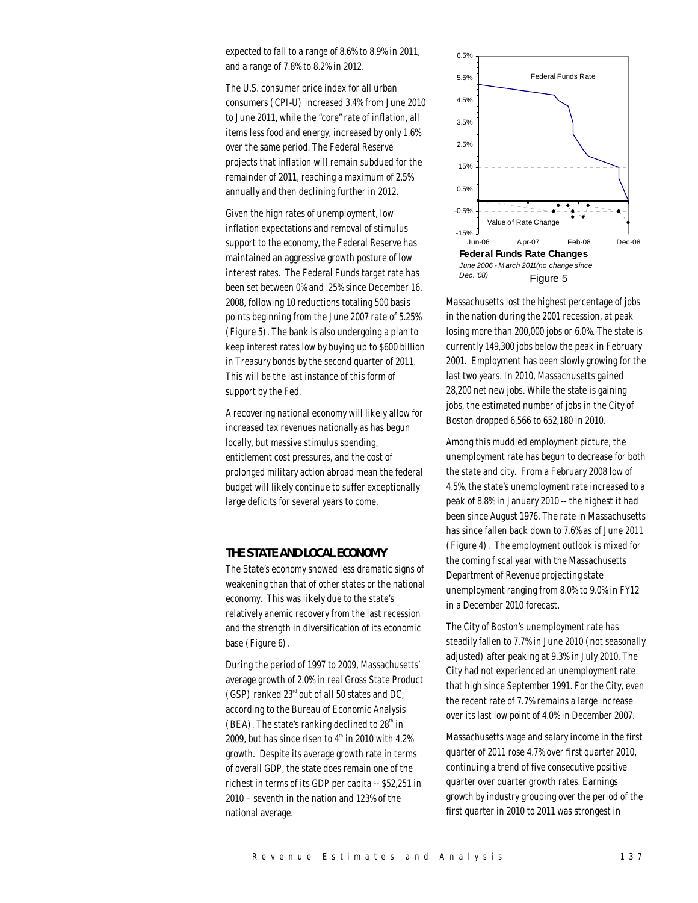expected to fall to a range of 8.6% to 8.9% in 2011, and a range of 7.8% to 8.2% in 2012.

The U.S. consumer price index for all urban consumers (CPI-U) increased 3.4% from June 2010 to June 2011, while the "core" rate of inflation, all items less food and energy, increased by only 1.6% over the same period. The Federal Reserve projects that inflation will remain subdued for the remainder of 2011, reaching a maximum of 2.5% annually and then declining further in 2012.

Given the high rates of unemployment, low inflation expectations and removal of stimulus support to the economy, the Federal Reserve has maintained an aggressive growth posture of low interest rates. The Federal Funds target rate has been set between 0% and .25% since December 16, 2008, following 10 reductions totaling 500 basis points beginning from the June 2007 rate of 5.25% (Figure 5). The bank is also undergoing a plan to keep interest rates low by buying up to $600 billion in Treasury bonds by the second quarter of 2011. This will be the last instance of this form of support by the Fed.

A recovering national economy will likely allow for increased tax revenues nationally as has begun locally, but massive stimulus spending, entitlement cost pressures, and the cost of prolonged military action abroad mean the federal budget will likely continue to suffer exceptionally large deficits for several years to come.

**Federal Funds Rate Changes**

*June 2006 - March 2011 (no change since Dec. '08)*

Figure 5

## THE STATE AND LOCAL ECONOMY

The State's economy showed less dramatic signs of weakening than that of other states or the national economy. This was likely due to the state's relatively anemic recovery from the last recession and the strength in diversification of its economic base (Figure 6).

During the period of 1997 to 2009, Massachusetts' average growth of 2.0% in real Gross State Product (GSP) ranked 23rd out of all 50 states and DC, according to the Bureau of Economic Analysis (BEA). The state's ranking declined to 28th in 2009, but has since risen to 4th in 2010 with 4.2% growth. Despite its average growth rate in terms of overall GDP, the state does remain one of the richest in terms of its GDP per capita -- $52,251 in 2010 – seventh in the nation and 123% of the national average.

Massachusetts lost the highest percentage of jobs in the nation during the 2001 recession, at peak losing more than 200,000 jobs or 6.0%. The state is currently 149,300 jobs below the peak in February 2001. Employment has been slowly growing for the last two years. In 2010, Massachusetts gained 28,200 net new jobs. While the state is gaining jobs, the estimated number of jobs in the City of Boston dropped 6,566 to 652,180 in 2010.

Among this muddled employment picture, the unemployment rate has begun to decrease for both the state and city. From a February 2008 low of 4.5%, the state's unemployment rate increased to a peak of 8.8% in January 2010 -- the highest it had been since August 1976. The rate in Massachusetts has since fallen back down to 7.6% as of June 2011 (Figure 4). The employment outlook is mixed for the coming fiscal year with the Massachusetts Department of Revenue projecting state unemployment ranging from 8.0% to 9.0% in FY12 in a December 2010 forecast.

The City of Boston's unemployment rate has steadily fallen to 7.7% in June 2010 (not seasonally adjusted) after peaking at 9.3% in July 2010. The City had not experienced an unemployment rate that high since September 1991. For the City, even the recent rate of 7.7% remains a large increase over its last low point of 4.0% in December 2007.

Massachusetts wage and salary income in the first quarter of 2011 rose 4.7% over first quarter 2010, continuing a trend of five consecutive positive quarter over quarter growth rates. Earnings growth by industry grouping over the period of the first quarter in 2010 to 2011 was strongest in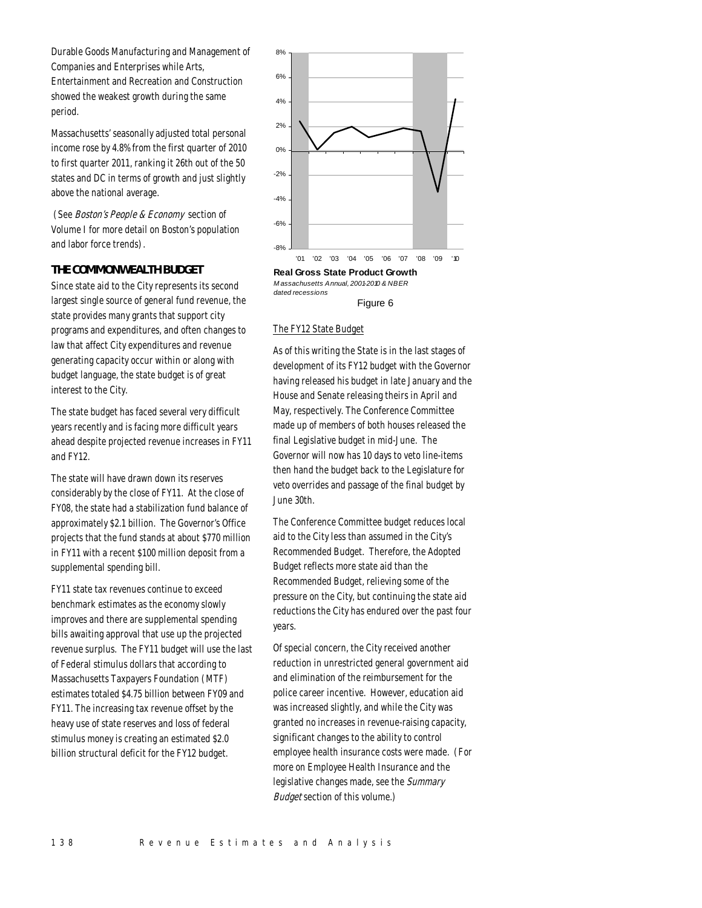Durable Goods Manufacturing and Management of Companies and Enterprises while Arts, Entertainment and Recreation and Construction showed the weakest growth during the same period.

Massachusetts' seasonally adjusted total personal income rose by 4.8% from the first quarter of 2010 to first quarter 2011, ranking it 26th out of the 50 states and DC in terms of growth and just slightly above the national average.

(See *Boston's People & Economy* section of Volume I for more detail on Boston's population and labor force trends).

## THE COMMONWEALTH BUDGET

Since state aid to the City represents its second largest single source of general fund revenue, the state provides many grants that support city programs and expenditures, and often changes to law that affect City expenditures and revenue generating capacity occur within or along with budget language, the state budget is of great interest to the City.

The state budget has faced several very difficult years recently and is facing more difficult years ahead despite projected revenue increases in FY11 and FY12.

The state will have drawn down its reserves considerably by the close of FY11. At the close of FY08, the state had a stabilization fund balance of approximately $2.1 billion. The Governor's Office projects that the fund stands at about $770 million in FY11 with a recent $100 million deposit from a supplemental spending bill.

FY11 state tax revenues continue to exceed benchmark estimates as the economy slowly improves and there are supplemental spending bills awaiting approval that use up the projected revenue surplus. The FY11 budget will use the last of Federal stimulus dollars that according to Massachusetts Taxpayers Foundation (MTF) estimates totaled $4.75 billion between FY09 and FY11. The increasing tax revenue offset by the heavy use of state reserves and loss of federal stimulus money is creating an estimated $2.0 billion structural deficit for the FY12 budget.

**Real Gross State Product Growth**
*Massachusetts Annual, 2001-2010 & NBER dated recessions*

Figure 6

### The FY12 State Budget

As of this writing the State is in the last stages of development of its FY12 budget with the Governor having released his budget in late January and the House and Senate releasing theirs in April and May, respectively. The Conference Committee made up of members of both houses released the final Legislative budget in mid-June. The Governor will now has 10 days to veto line-items then hand the budget back to the Legislature for veto overrides and passage of the final budget by June 30th.

The Conference Committee budget reduces local aid to the City less than assumed in the City's Recommended Budget. Therefore, the Adopted Budget reflects more state aid than the Recommended Budget, relieving some of the pressure on the City, but continuing the state aid reductions the City has endured over the past four years.

Of special concern, the City received another reduction in unrestricted general government aid and elimination of the reimbursement for the police career incentive. However, education aid was increased slightly, and while the City was granted no increases in revenue-raising capacity, significant changes to the ability to control employee health insurance costs were made. (For more on Employee Health Insurance and the legislative changes made, see the *Summary Budget* section of this volume.)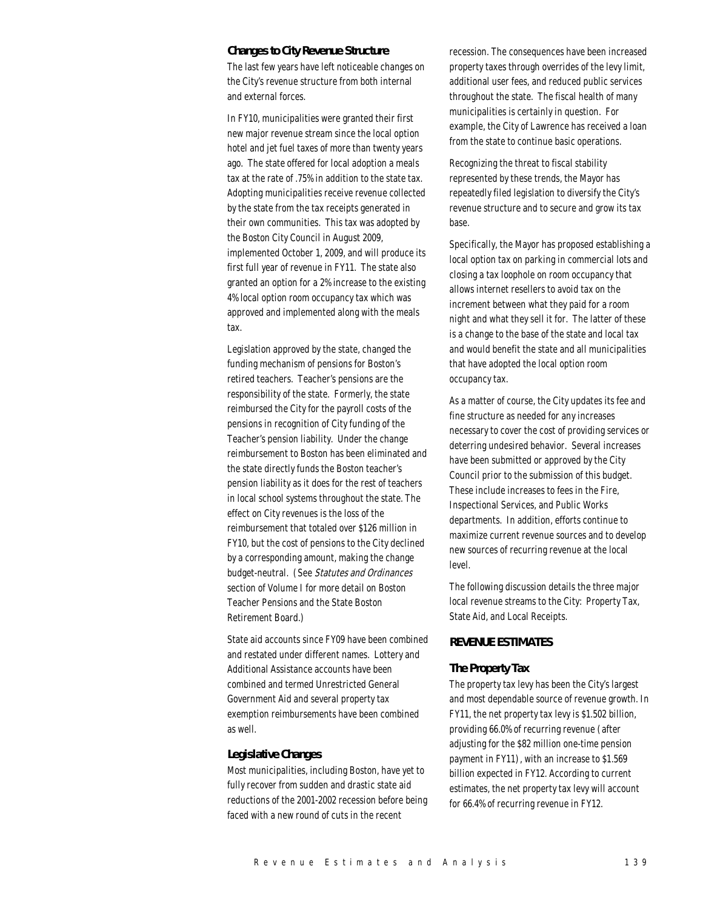### Changes to City Revenue Structure

The last few years have left noticeable changes on the City's revenue structure from both internal and external forces.

In FY10, municipalities were granted their first new major revenue stream since the local option hotel and jet fuel taxes of more than twenty years ago. The state offered for local adoption a meals tax at the rate of .75% in addition to the state tax. Adopting municipalities receive revenue collected by the state from the tax receipts generated in their own communities. This tax was adopted by the Boston City Council in August 2009, implemented October 1, 2009, and will produce its first full year of revenue in FY11. The state also granted an option for a 2% increase to the existing 4% local option room occupancy tax which was approved and implemented along with the meals tax.

Legislation approved by the state, changed the funding mechanism of pensions for Boston's retired teachers. Teacher's pensions are the responsibility of the state. Formerly, the state reimbursed the City for the payroll costs of the pensions in recognition of City funding of the Teacher's pension liability. Under the change reimbursement to Boston has been eliminated and the state directly funds the Boston teacher's pension liability as it does for the rest of teachers in local school systems throughout the state. The effect on City revenues is the loss of the reimbursement that totaled over $126 million in FY10, but the cost of pensions to the City declined by a corresponding amount, making the change budget-neutral. (See *Statutes and Ordinances* section of Volume I for more detail on Boston Teacher Pensions and the State Boston Retirement Board.)

State aid accounts since FY09 have been combined and restated under different names. Lottery and Additional Assistance accounts have been combined and termed Unrestricted General Government Aid and several property tax exemption reimbursements have been combined as well.

### Legislative Changes

Most municipalities, including Boston, have yet to fully recover from sudden and drastic state aid reductions of the 2001-2002 recession before being faced with a new round of cuts in the recent recession. The consequences have been increased property taxes through overrides of the levy limit, additional user fees, and reduced public services throughout the state. The fiscal health of many municipalities is certainly in question. For example, the City of Lawrence has received a loan from the state to continue basic operations.

Recognizing the threat to fiscal stability represented by these trends, the Mayor has repeatedly filed legislation to diversify the City's revenue structure and to secure and grow its tax base.

Specifically, the Mayor has proposed establishing a local option tax on parking in commercial lots and closing a tax loophole on room occupancy that allows internet resellers to avoid tax on the increment between what they paid for a room night and what they sell it for. The latter of these is a change to the base of the state and local tax and would benefit the state and all municipalities that have adopted the local option room occupancy tax.

As a matter of course, the City updates its fee and fine structure as needed for any increases necessary to cover the cost of providing services or deterring undesired behavior. Several increases have been submitted or approved by the City Council prior to the submission of this budget. These include increases to fees in the Fire, Inspectional Services, and Public Works departments. In addition, efforts continue to maximize current revenue sources and to develop new sources of recurring revenue at the local level.

The following discussion details the three major local revenue streams to the City: Property Tax, State Aid, and Local Receipts.

## REVENUE ESTIMATES

### The Property Tax

The property tax levy has been the City's largest and most dependable source of revenue growth. In FY11, the net property tax levy is $1.502 billion, providing 66.0% of recurring revenue (after adjusting for the $82 million one-time pension payment in FY11), with an increase to $1.569 billion expected in FY12. According to current estimates, the net property tax levy will account for 66.4% of recurring revenue in FY12.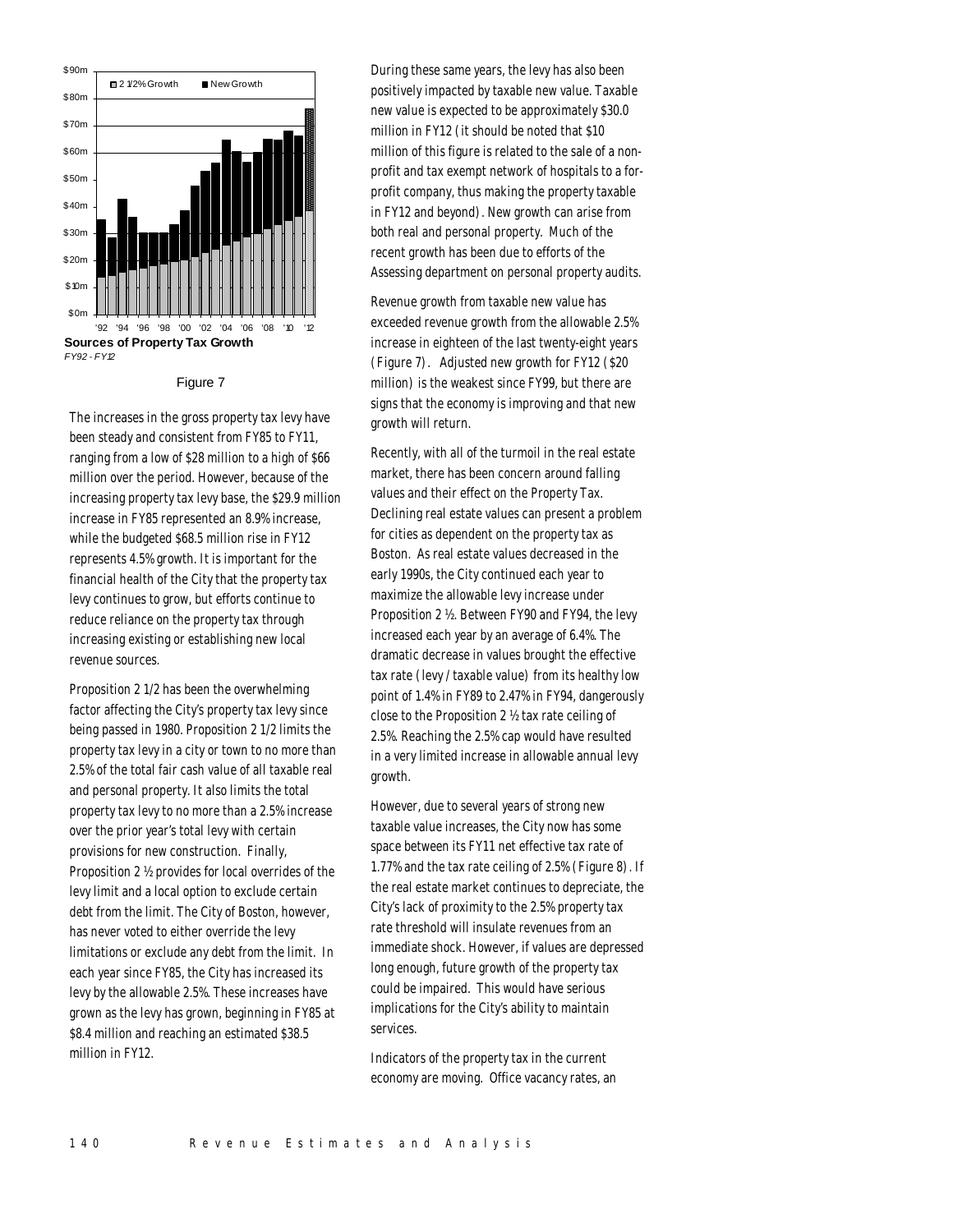**Sources of Property Tax Growth**

*FY92 - FY12*

Figure 7

The increases in the gross property tax levy have been steady and consistent from FY85 to FY11, ranging from a low of $28 million to a high of $66 million over the period. However, because of the increasing property tax levy base, the $29.9 million increase in FY85 represented an 8.9% increase, while the budgeted $68.5 million rise in FY12 represents 4.5% growth. It is important for the financial health of the City that the property tax levy continues to grow, but efforts continue to reduce reliance on the property tax through increasing existing or establishing new local revenue sources.

Proposition 2 1/2 has been the overwhelming factor affecting the City's property tax levy since being passed in 1980. Proposition 2 1/2 limits the property tax levy in a city or town to no more than 2.5% of the total fair cash value of all taxable real and personal property. It also limits the total property tax levy to no more than a 2.5% increase over the prior year's total levy with certain provisions for new construction. Finally, Proposition 2 ½ provides for local overrides of the levy limit and a local option to exclude certain debt from the limit. The City of Boston, however, has never voted to either override the levy limitations or exclude any debt from the limit. In each year since FY85, the City has increased its levy by the allowable 2.5%. These increases have grown as the levy has grown, beginning in FY85 at $8.4 million and reaching an estimated $38.5 million in FY12.

During these same years, the levy has also been positively impacted by taxable new value. Taxable new value is expected to be approximately $30.0 million in FY12 (it should be noted that $10 million of this figure is related to the sale of a non-profit and tax exempt network of hospitals to a for-profit company, thus making the property taxable in FY12 and beyond). New growth can arise from both real and personal property. Much of the recent growth has been due to efforts of the Assessing department on personal property audits.

Revenue growth from taxable new value has exceeded revenue growth from the allowable 2.5% increase in eighteen of the last twenty-eight years (Figure 7). Adjusted new growth for FY12 ($20 million) is the weakest since FY99, but there are signs that the economy is improving and that new growth will return.

Recently, with all of the turmoil in the real estate market, there has been concern around falling values and their effect on the Property Tax. Declining real estate values can present a problem for cities as dependent on the property tax as Boston. As real estate values decreased in the early 1990s, the City continued each year to maximize the allowable levy increase under Proposition 2 ½. Between FY90 and FY94, the levy increased each year by an average of 6.4%. The dramatic decrease in values brought the effective tax rate (levy / taxable value) from its healthy low point of 1.4% in FY89 to 2.47% in FY94, dangerously close to the Proposition 2 ½ tax rate ceiling of 2.5%. Reaching the 2.5% cap would have resulted in a very limited increase in allowable annual levy growth.

However, due to several years of strong new taxable value increases, the City now has some space between its FY11 net effective tax rate of 1.77% and the tax rate ceiling of 2.5% (Figure 8). If the real estate market continues to depreciate, the City's lack of proximity to the 2.5% property tax rate threshold will insulate revenues from an immediate shock. However, if values are depressed long enough, future growth of the property tax could be impaired. This would have serious implications for the City's ability to maintain services.

Indicators of the property tax in the current economy are moving. Office vacancy rates, an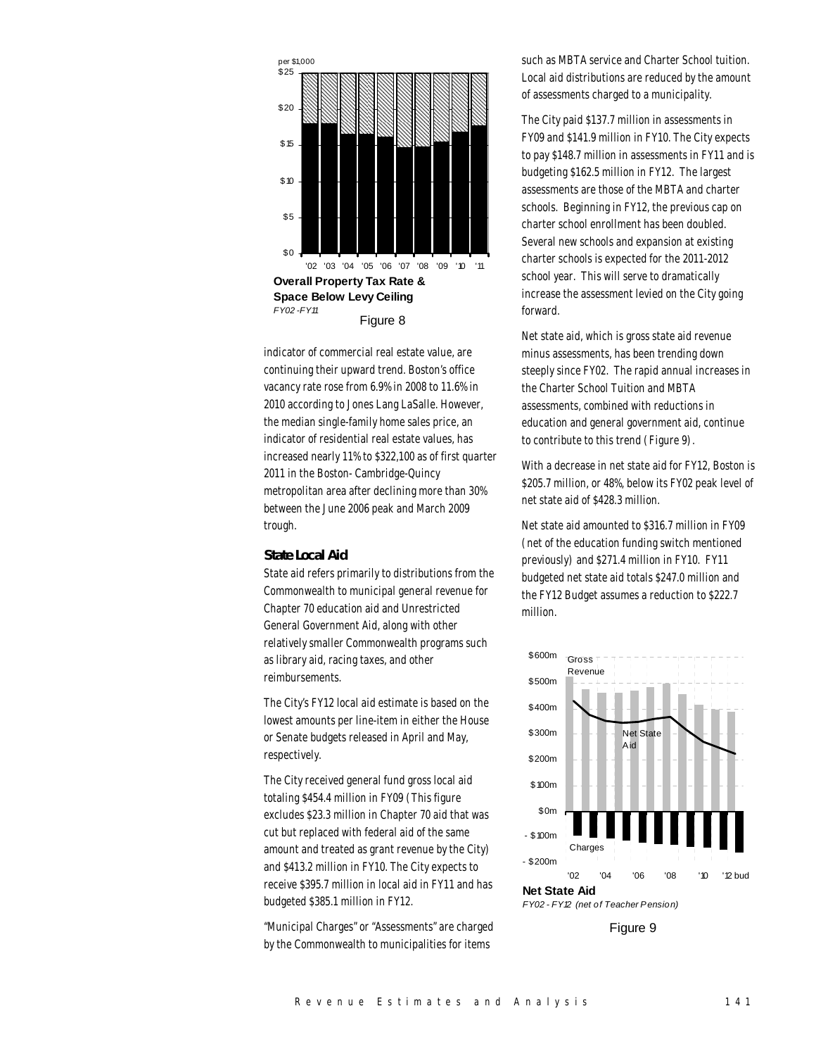per $1,000

Overall Property Tax Rate & Space Below Levy Ceiling
*FY02 -FY11*

Figure 8

indicator of commercial real estate value, are continuing their upward trend. Boston's office vacancy rate rose from 6.9% in 2008 to 11.6% in 2010 according to Jones Lang LaSalle. However, the median single-family home sales price, an indicator of residential real estate values, has increased nearly 11% to $322,100 as of first quarter 2011 in the Boston- Cambridge-Quincy metropolitan area after declining more than 30% between the June 2006 peak and March 2009 trough.

### State Local Aid

State aid refers primarily to distributions from the Commonwealth to municipal general revenue for Chapter 70 education aid and Unrestricted General Government Aid, along with other relatively smaller Commonwealth programs such as library aid, racing taxes, and other reimbursements.

The City's FY12 local aid estimate is based on the lowest amounts per line-item in either the House or Senate budgets released in April and May, respectively.

The City received general fund gross local aid totaling $454.4 million in FY09 (This figure excludes $23.3 million in Chapter 70 aid that was cut but replaced with federal aid of the same amount and treated as grant revenue by the City) and $413.2 million in FY10. The City expects to receive $395.7 million in local aid in FY11 and has budgeted $385.1 million in FY12.

"Municipal Charges" or "Assessments" are charged by the Commonwealth to municipalities for items such as MBTA service and Charter School tuition. Local aid distributions are reduced by the amount of assessments charged to a municipality.

The City paid $137.7 million in assessments in FY09 and $141.9 million in FY10. The City expects to pay $148.7 million in assessments in FY11 and is budgeting $162.5 million in FY12. The largest assessments are those of the MBTA and charter schools. Beginning in FY12, the previous cap on charter school enrollment has been doubled. Several new schools and expansion at existing charter schools is expected for the 2011-2012 school year. This will serve to dramatically increase the assessment levied on the City going forward.

Net state aid, which is gross state aid revenue minus assessments, has been trending down steeply since FY02. The rapid annual increases in the Charter School Tuition and MBTA assessments, combined with reductions in education and general government aid, continue to contribute to this trend (Figure 9).

With a decrease in net state aid for FY12, Boston is $205.7 million, or 48%, below its FY02 peak level of net state aid of $428.3 million.

Net state aid amounted to $316.7 million in FY09 (net of the education funding switch mentioned previously) and $271.4 million in FY10. FY11 budgeted net state aid totals $247.0 million and the FY12 Budget assumes a reduction to $222.7 million.

Net State Aid
*FY02 - FY12 (net of Teacher Pension)*

Figure 9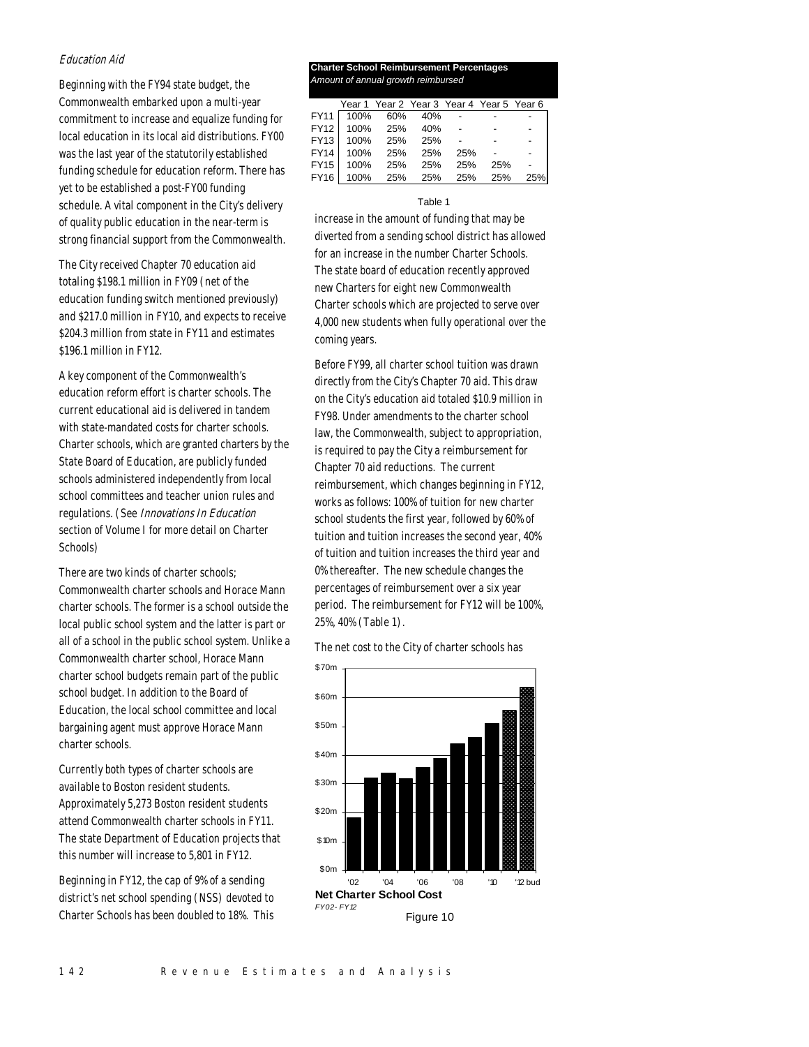*Education Aid*

Beginning with the FY94 state budget, the Commonwealth embarked upon a multi-year commitment to increase and equalize funding for local education in its local aid distributions. FY00 was the last year of the statutorily established funding schedule for education reform. There has yet to be established a post-FY00 funding schedule. A vital component in the City's delivery of quality public education in the near-term is strong financial support from the Commonwealth.

The City received Chapter 70 education aid totaling $198.1 million in FY09 (net of the education funding switch mentioned previously) and $217.0 million in FY10, and expects to receive $204.3 million from state in FY11 and estimates $196.1 million in FY12.

A key component of the Commonwealth's education reform effort is charter schools. The current educational aid is delivered in tandem with state-mandated costs for charter schools. Charter schools, which are granted charters by the State Board of Education, are publicly funded schools administered independently from local school committees and teacher union rules and regulations. (See *Innovations In Education* section of Volume I for more detail on Charter Schools)

There are two kinds of charter schools; Commonwealth charter schools and Horace Mann charter schools. The former is a school outside the local public school system and the latter is part or all of a school in the public school system. Unlike a Commonwealth charter school, Horace Mann charter school budgets remain part of the public school budget. In addition to the Board of Education, the local school committee and local bargaining agent must approve Horace Mann charter schools.

Currently both types of charter schools are available to Boston resident students. Approximately 5,273 Boston resident students attend Commonwealth charter schools in FY11. The state Department of Education projects that this number will increase to 5,801 in FY12.

Beginning in FY12, the cap of 9% of a sending district's net school spending (NSS) devoted to Charter Schools has been doubled to 18%. This increase in the amount of funding that may be diverted from a sending school district has allowed for an increase in the number Charter Schools. The state board of education recently approved new Charters for eight new Commonwealth Charter schools which are projected to serve over 4,000 new students when fully operational over the coming years.

**Charter School Reimbursement Percentages**
*Amount of annual growth reimbursed*

| | Year 1 | Year 2 | Year 3 | Year 4 | Year 5 | Year 6 |
|---|---|---|---|---|---|---|
| FY11 | 100% | 60% | 40% | - | - | - |
| FY12 | 100% | 25% | 40% | - | - | - |
| FY13 | 100% | 25% | 25% | - | - | - |
| FY14 | 100% | 25% | 25% | 25% | - | - |
| FY15 | 100% | 25% | 25% | 25% | 25% | - |
| FY16 | 100% | 25% | 25% | 25% | 25% | 25% |

Table 1

Before FY99, all charter school tuition was drawn directly from the City's Chapter 70 aid. This draw on the City's education aid totaled $10.9 million in FY98. Under amendments to the charter school law, the Commonwealth, subject to appropriation, is required to pay the City a reimbursement for Chapter 70 aid reductions. The current reimbursement, which changes beginning in FY12, works as follows: 100% of tuition for new charter school students the first year, followed by 60% of tuition and tuition increases the second year, 40% of tuition and tuition increases the third year and 0% thereafter. The new schedule changes the percentages of reimbursement over a six year period. The reimbursement for FY12 will be 100%, 25%, 40% (Table 1).

The net cost to the City of charter schools has

**Net Charter School Cost**
*FY02-FY12*

Figure 10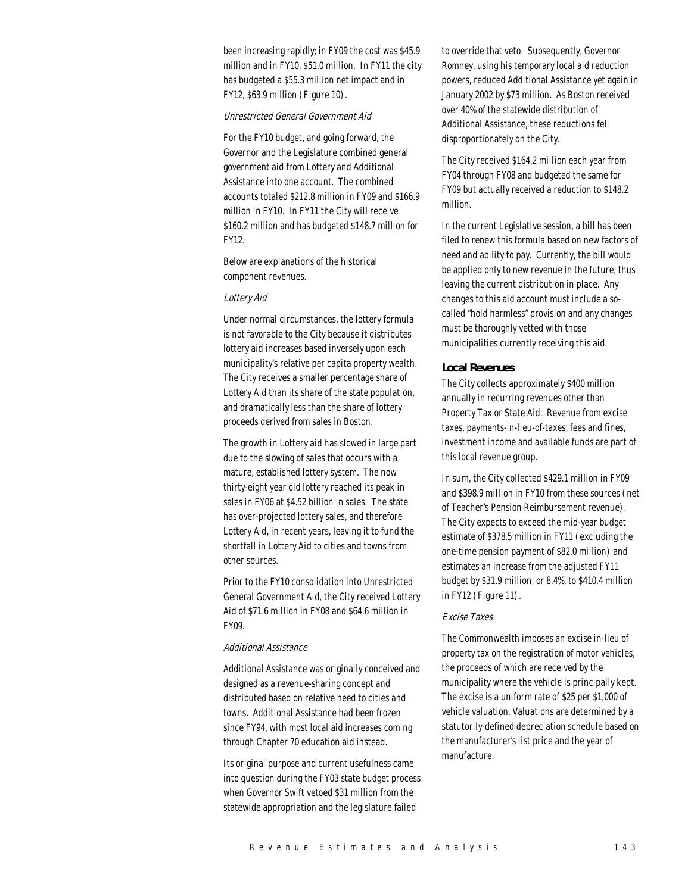been increasing rapidly; in FY09 the cost was $45.9 million and in FY10, $51.0 million. In FY11 the city has budgeted a $55.3 million net impact and in FY12, $63.9 million (Figure 10).

#### *Unrestricted General Government Aid*

For the FY10 budget, and going forward, the Governor and the Legislature combined general government aid from Lottery and Additional Assistance into one account. The combined accounts totaled $212.8 million in FY09 and $166.9 million in FY10. In FY11 the City will receive $160.2 million and has budgeted $148.7 million for FY12.

Below are explanations of the historical component revenues.

#### *Lottery Aid*

Under normal circumstances, the lottery formula is not favorable to the City because it distributes lottery aid increases based inversely upon each municipality's relative per capita property wealth. The City receives a smaller percentage share of Lottery Aid than its share of the state population, and dramatically less than the share of lottery proceeds derived from sales in Boston.

The growth in Lottery aid has slowed in large part due to the slowing of sales that occurs with a mature, established lottery system. The now thirty-eight year old lottery reached its peak in sales in FY06 at $4.52 billion in sales. The state has over-projected lottery sales, and therefore Lottery Aid, in recent years, leaving it to fund the shortfall in Lottery Aid to cities and towns from other sources.

Prior to the FY10 consolidation into Unrestricted General Government Aid, the City received Lottery Aid of $71.6 million in FY08 and $64.6 million in FY09.

#### *Additional Assistance*

Additional Assistance was originally conceived and designed as a revenue-sharing concept and distributed based on relative need to cities and towns. Additional Assistance had been frozen since FY94, with most local aid increases coming through Chapter 70 education aid instead.

Its original purpose and current usefulness came into question during the FY03 state budget process when Governor Swift vetoed $31 million from the statewide appropriation and the legislature failed to override that veto. Subsequently, Governor Romney, using his temporary local aid reduction powers, reduced Additional Assistance yet again in January 2002 by $73 million. As Boston received over 40% of the statewide distribution of Additional Assistance, these reductions fell disproportionately on the City.

The City received $164.2 million each year from FY04 through FY08 and budgeted the same for FY09 but actually received a reduction to $148.2 million.

In the current Legislative session, a bill has been filed to renew this formula based on new factors of need and ability to pay. Currently, the bill would be applied only to new revenue in the future, thus leaving the current distribution in place. Any changes to this aid account must include a so-called "hold harmless" provision and any changes must be thoroughly vetted with those municipalities currently receiving this aid.

### **Local Revenues**

The City collects approximately $400 million annually in recurring revenues other than Property Tax or State Aid. Revenue from excise taxes, payments-in-lieu-of-taxes, fees and fines, investment income and available funds are part of this local revenue group.

In sum, the City collected $429.1 million in FY09 and $398.9 million in FY10 from these sources (net of Teacher's Pension Reimbursement revenue). The City expects to exceed the mid-year budget estimate of $378.5 million in FY11 (excluding the one-time pension payment of $82.0 million) and estimates an increase from the adjusted FY11 budget by $31.9 million, or 8.4%, to $410.4 million in FY12 (Figure 11).

#### *Excise Taxes*

The Commonwealth imposes an excise in-lieu of property tax on the registration of motor vehicles, the proceeds of which are received by the municipality where the vehicle is principally kept. The excise is a uniform rate of $25 per $1,000 of vehicle valuation. Valuations are determined by a statutorily-defined depreciation schedule based on the manufacturer's list price and the year of manufacture.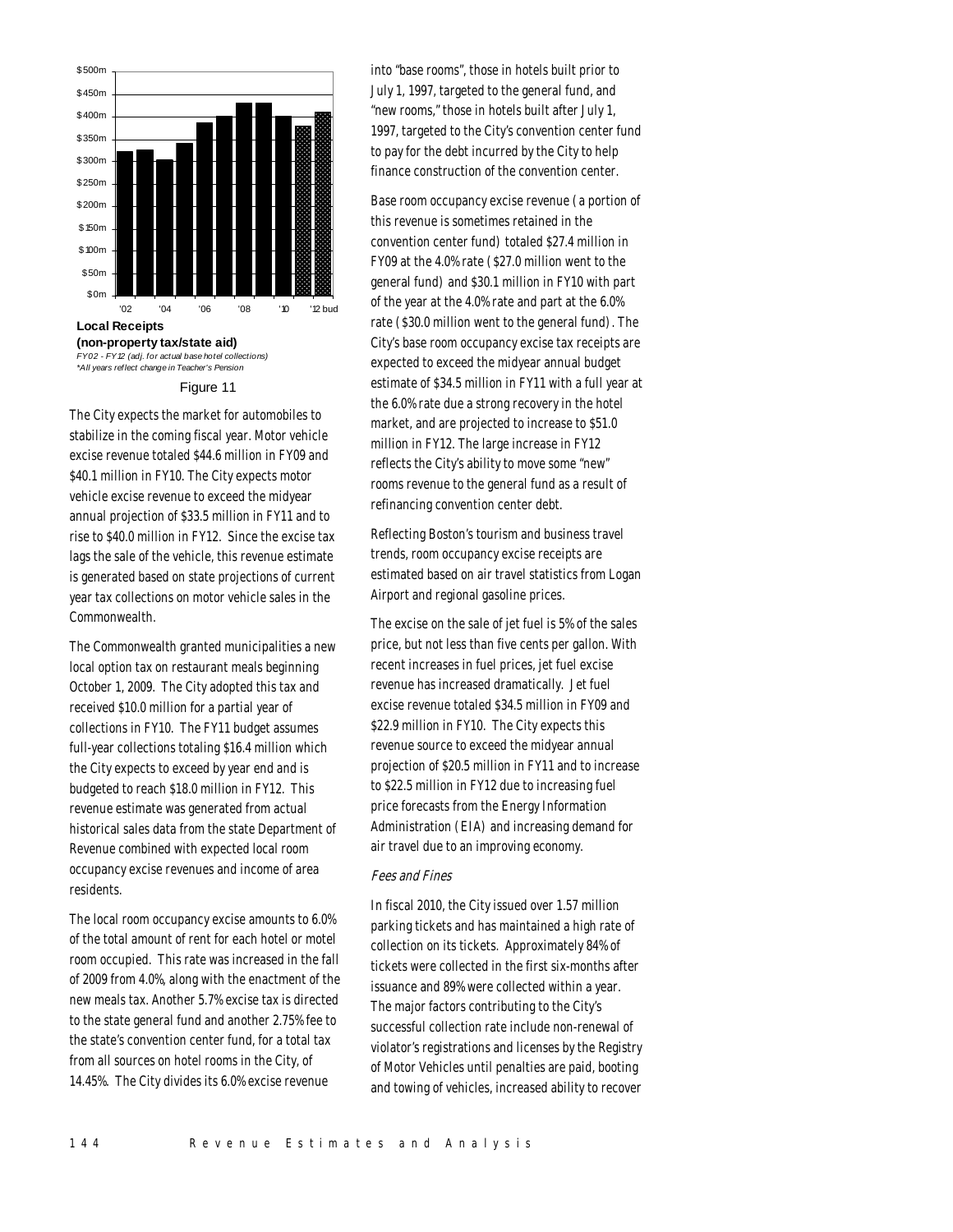**Local Receipts**
**(non-property tax/state aid)**
*FY02 - FY12 (adj. for actual base hotel collections)*
*\*All years reflect change in Teacher's Pension*

Figure 11

The City expects the market for automobiles to stabilize in the coming fiscal year. Motor vehicle excise revenue totaled $44.6 million in FY09 and $40.1 million in FY10. The City expects motor vehicle excise revenue to exceed the midyear annual projection of $33.5 million in FY11 and to rise to $40.0 million in FY12. Since the excise tax lags the sale of the vehicle, this revenue estimate is generated based on state projections of current year tax collections on motor vehicle sales in the Commonwealth.

The Commonwealth granted municipalities a new local option tax on restaurant meals beginning October 1, 2009. The City adopted this tax and received $10.0 million for a partial year of collections in FY10. The FY11 budget assumes full-year collections totaling $16.4 million which the City expects to exceed by year end and is budgeted to reach $18.0 million in FY12. This revenue estimate was generated from actual historical sales data from the state Department of Revenue combined with expected local room occupancy excise revenues and income of area residents.

The local room occupancy excise amounts to 6.0% of the total amount of rent for each hotel or motel room occupied. This rate was increased in the fall of 2009 from 4.0%, along with the enactment of the new meals tax. Another 5.7% excise tax is directed to the state general fund and another 2.75% fee to the state's convention center fund, for a total tax from all sources on hotel rooms in the City, of 14.45%. The City divides its 6.0% excise revenue into "base rooms", those in hotels built prior to July 1, 1997, targeted to the general fund, and "new rooms," those in hotels built after July 1, 1997, targeted to the City's convention center fund to pay for the debt incurred by the City to help finance construction of the convention center.

Base room occupancy excise revenue (a portion of this revenue is sometimes retained in the convention center fund) totaled $27.4 million in FY09 at the 4.0% rate ($27.0 million went to the general fund) and $30.1 million in FY10 with part of the year at the 4.0% rate and part at the 6.0% rate ($30.0 million went to the general fund). The City's base room occupancy excise tax receipts are expected to exceed the midyear annual budget estimate of $34.5 million in FY11 with a full year at the 6.0% rate due a strong recovery in the hotel market, and are projected to increase to $51.0 million in FY12. The large increase in FY12 reflects the City's ability to move some "new" rooms revenue to the general fund as a result of refinancing convention center debt.

Reflecting Boston's tourism and business travel trends, room occupancy excise receipts are estimated based on air travel statistics from Logan Airport and regional gasoline prices.

The excise on the sale of jet fuel is 5% of the sales price, but not less than five cents per gallon. With recent increases in fuel prices, jet fuel excise revenue has increased dramatically. Jet fuel excise revenue totaled $34.5 million in FY09 and $22.9 million in FY10. The City expects this revenue source to exceed the midyear annual projection of $20.5 million in FY11 and to increase to $22.5 million in FY12 due to increasing fuel price forecasts from the Energy Information Administration (EIA) and increasing demand for air travel due to an improving economy.

*Fees and Fines*

In fiscal 2010, the City issued over 1.57 million parking tickets and has maintained a high rate of collection on its tickets. Approximately 84% of tickets were collected in the first six-months after issuance and 89% were collected within a year. The major factors contributing to the City's successful collection rate include non-renewal of violator's registrations and licenses by the Registry of Motor Vehicles until penalties are paid, booting and towing of vehicles, increased ability to recover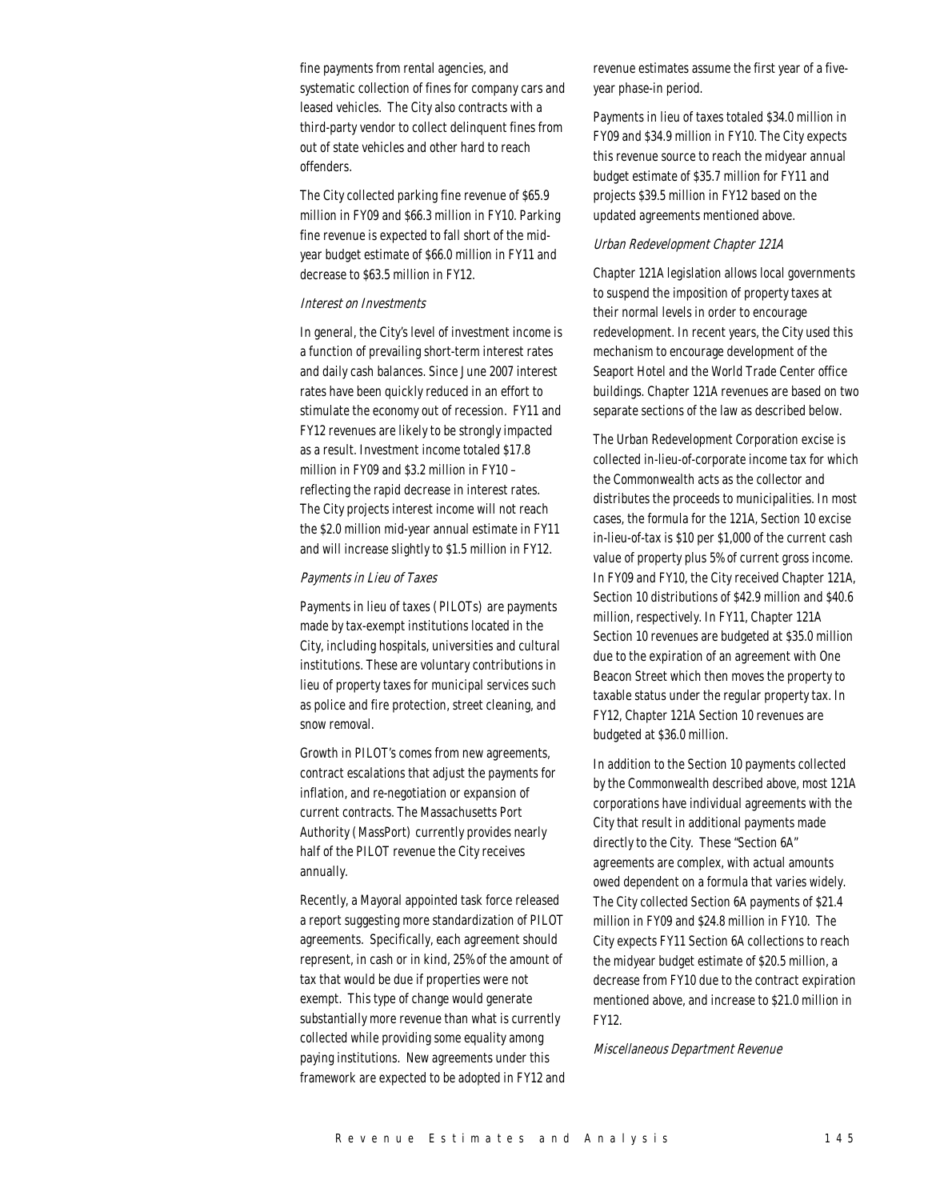fine payments from rental agencies, and systematic collection of fines for company cars and leased vehicles. The City also contracts with a third-party vendor to collect delinquent fines from out of state vehicles and other hard to reach offenders.

The City collected parking fine revenue of $65.9 million in FY09 and $66.3 million in FY10. Parking fine revenue is expected to fall short of the mid-year budget estimate of $66.0 million in FY11 and decrease to $63.5 million in FY12.

*Interest on Investments*

In general, the City's level of investment income is a function of prevailing short-term interest rates and daily cash balances. Since June 2007 interest rates have been quickly reduced in an effort to stimulate the economy out of recession. FY11 and FY12 revenues are likely to be strongly impacted as a result. Investment income totaled $17.8 million in FY09 and $3.2 million in FY10 – reflecting the rapid decrease in interest rates. The City projects interest income will not reach the $2.0 million mid-year annual estimate in FY11 and will increase slightly to $1.5 million in FY12.

*Payments in Lieu of Taxes*

Payments in lieu of taxes (PILOTs) are payments made by tax-exempt institutions located in the City, including hospitals, universities and cultural institutions. These are voluntary contributions in lieu of property taxes for municipal services such as police and fire protection, street cleaning, and snow removal.

Growth in PILOT's comes from new agreements, contract escalations that adjust the payments for inflation, and re-negotiation or expansion of current contracts. The Massachusetts Port Authority (MassPort) currently provides nearly half of the PILOT revenue the City receives annually.

Recently, a Mayoral appointed task force released a report suggesting more standardization of PILOT agreements. Specifically, each agreement should represent, in cash or in kind, 25% of the amount of tax that would be due if properties were not exempt. This type of change would generate substantially more revenue than what is currently collected while providing some equality among paying institutions. New agreements under this framework are expected to be adopted in FY12 and revenue estimates assume the first year of a five-year phase-in period.

Payments in lieu of taxes totaled $34.0 million in FY09 and $34.9 million in FY10. The City expects this revenue source to reach the midyear annual budget estimate of $35.7 million for FY11 and projects $39.5 million in FY12 based on the updated agreements mentioned above.

*Urban Redevelopment Chapter 121A*

Chapter 121A legislation allows local governments to suspend the imposition of property taxes at their normal levels in order to encourage redevelopment. In recent years, the City used this mechanism to encourage development of the Seaport Hotel and the World Trade Center office buildings. Chapter 121A revenues are based on two separate sections of the law as described below.

The Urban Redevelopment Corporation excise is collected in-lieu-of-corporate income tax for which the Commonwealth acts as the collector and distributes the proceeds to municipalities. In most cases, the formula for the 121A, Section 10 excise in-lieu-of-tax is $10 per $1,000 of the current cash value of property plus 5% of current gross income. In FY09 and FY10, the City received Chapter 121A, Section 10 distributions of $42.9 million and $40.6 million, respectively. In FY11, Chapter 121A Section 10 revenues are budgeted at $35.0 million due to the expiration of an agreement with One Beacon Street which then moves the property to taxable status under the regular property tax. In FY12, Chapter 121A Section 10 revenues are budgeted at $36.0 million.

In addition to the Section 10 payments collected by the Commonwealth described above, most 121A corporations have individual agreements with the City that result in additional payments made directly to the City. These "Section 6A" agreements are complex, with actual amounts owed dependent on a formula that varies widely. The City collected Section 6A payments of $21.4 million in FY09 and $24.8 million in FY10. The City expects FY11 Section 6A collections to reach the midyear budget estimate of $20.5 million, a decrease from FY10 due to the contract expiration mentioned above, and increase to $21.0 million in FY12.

*Miscellaneous Department Revenue*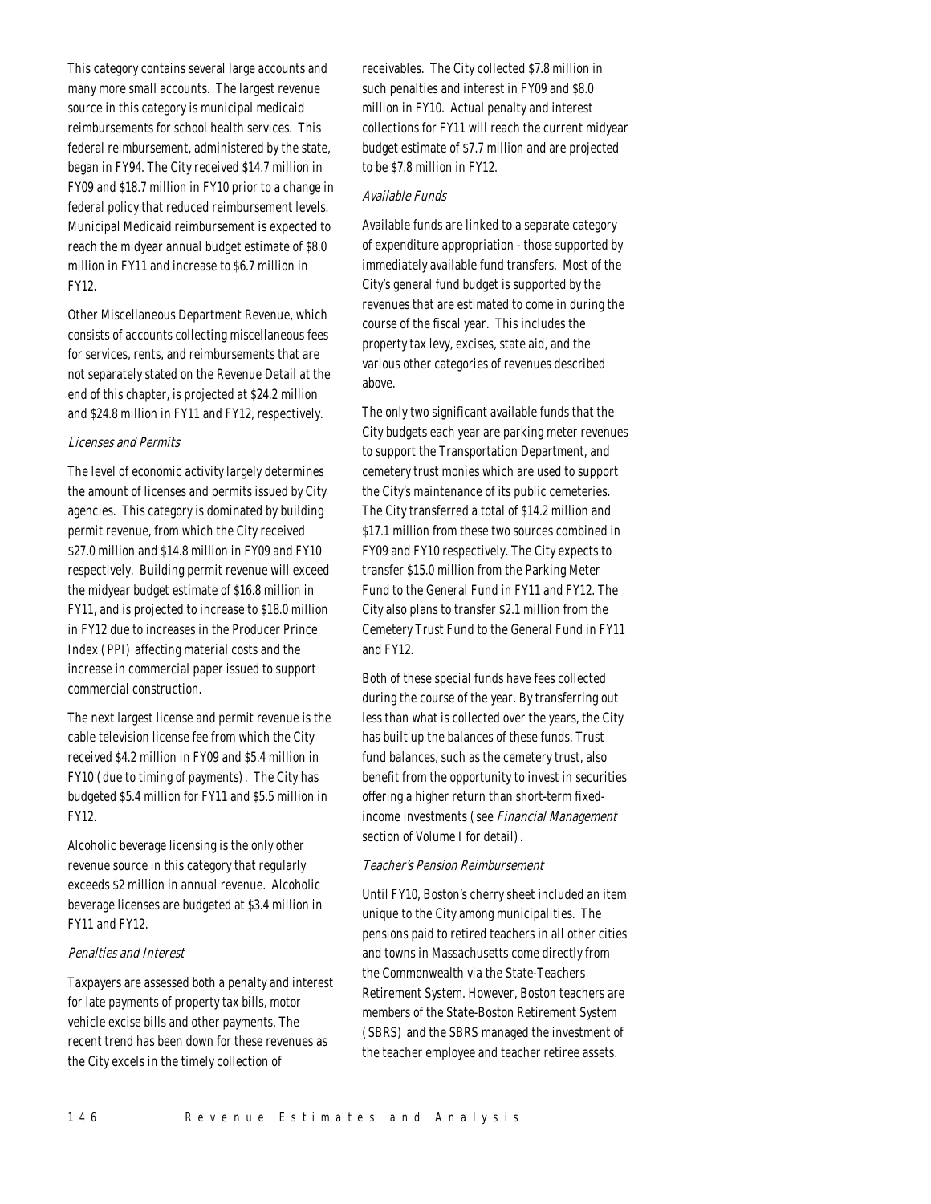This category contains several large accounts and many more small accounts. The largest revenue source in this category is municipal medicaid reimbursements for school health services. This federal reimbursement, administered by the state, began in FY94. The City received $14.7 million in FY09 and $18.7 million in FY10 prior to a change in federal policy that reduced reimbursement levels. Municipal Medicaid reimbursement is expected to reach the midyear annual budget estimate of $8.0 million in FY11 and increase to $6.7 million in FY12.

Other Miscellaneous Department Revenue, which consists of accounts collecting miscellaneous fees for services, rents, and reimbursements that are not separately stated on the Revenue Detail at the end of this chapter, is projected at $24.2 million and $24.8 million in FY11 and FY12, respectively.

*Licenses and Permits*

The level of economic activity largely determines the amount of licenses and permits issued by City agencies. This category is dominated by building permit revenue, from which the City received $27.0 million and $14.8 million in FY09 and FY10 respectively. Building permit revenue will exceed the midyear budget estimate of $16.8 million in FY11, and is projected to increase to $18.0 million in FY12 due to increases in the Producer Prince Index (PPI) affecting material costs and the increase in commercial paper issued to support commercial construction.

The next largest license and permit revenue is the cable television license fee from which the City received $4.2 million in FY09 and $5.4 million in FY10 (due to timing of payments). The City has budgeted $5.4 million for FY11 and $5.5 million in FY12.

Alcoholic beverage licensing is the only other revenue source in this category that regularly exceeds $2 million in annual revenue. Alcoholic beverage licenses are budgeted at $3.4 million in FY11 and FY12.

*Penalties and Interest*

Taxpayers are assessed both a penalty and interest for late payments of property tax bills, motor vehicle excise bills and other payments. The recent trend has been down for these revenues as the City excels in the timely collection of receivables. The City collected $7.8 million in such penalties and interest in FY09 and $8.0 million in FY10. Actual penalty and interest collections for FY11 will reach the current midyear budget estimate of $7.7 million and are projected to be $7.8 million in FY12.

*Available Funds*

Available funds are linked to a separate category of expenditure appropriation - those supported by immediately available fund transfers. Most of the City's general fund budget is supported by the revenues that are estimated to come in during the course of the fiscal year. This includes the property tax levy, excises, state aid, and the various other categories of revenues described above.

The only two significant available funds that the City budgets each year are parking meter revenues to support the Transportation Department, and cemetery trust monies which are used to support the City's maintenance of its public cemeteries. The City transferred a total of $14.2 million and $17.1 million from these two sources combined in FY09 and FY10 respectively. The City expects to transfer $15.0 million from the Parking Meter Fund to the General Fund in FY11 and FY12. The City also plans to transfer $2.1 million from the Cemetery Trust Fund to the General Fund in FY11 and FY12.

Both of these special funds have fees collected during the course of the year. By transferring out less than what is collected over the years, the City has built up the balances of these funds. Trust fund balances, such as the cemetery trust, also benefit from the opportunity to invest in securities offering a higher return than short-term fixed-income investments (see *Financial Management* section of Volume I for detail).

*Teacher's Pension Reimbursement*

Until FY10, Boston's cherry sheet included an item unique to the City among municipalities. The pensions paid to retired teachers in all other cities and towns in Massachusetts come directly from the Commonwealth via the State-Teachers Retirement System. However, Boston teachers are members of the State-Boston Retirement System (SBRS) and the SBRS managed the investment of the teacher employee and teacher retiree assets.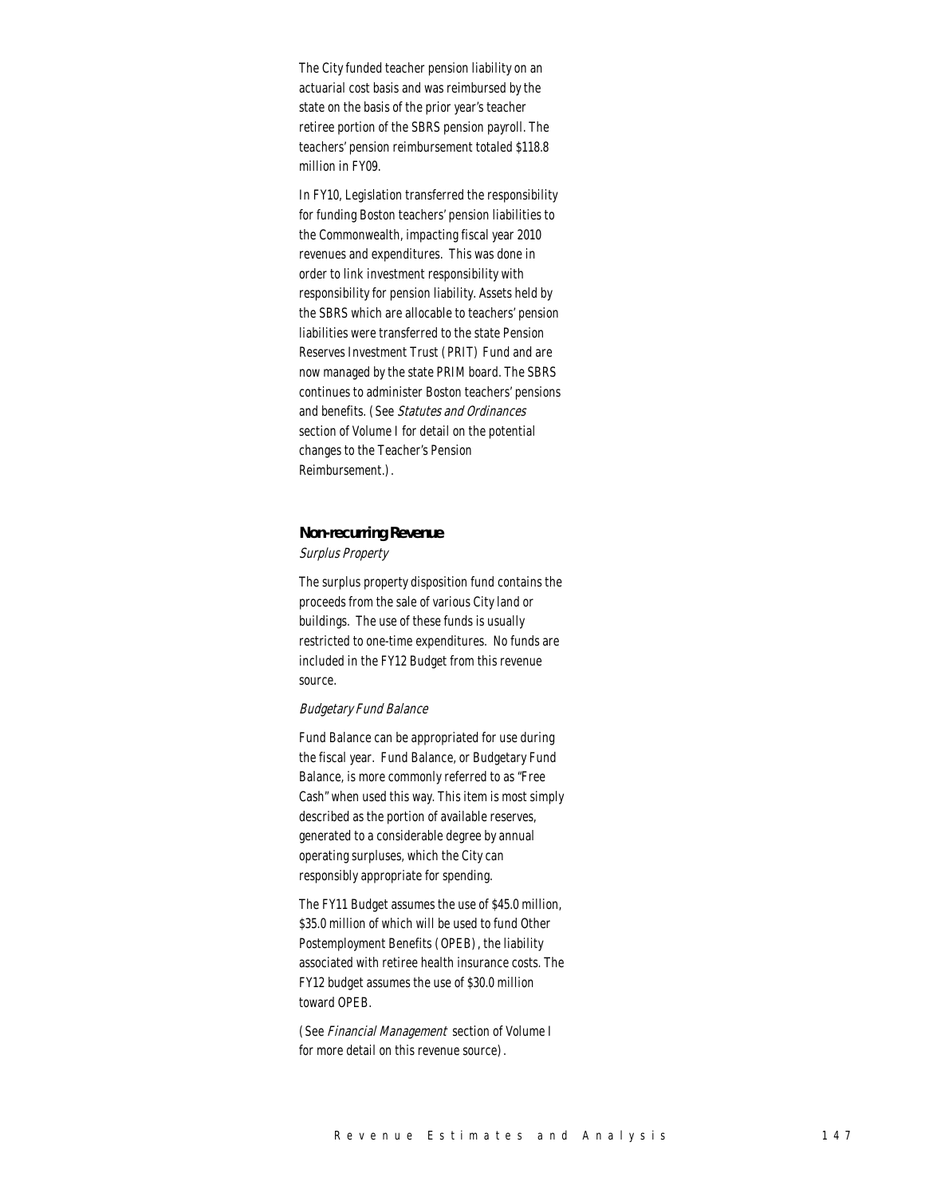The City funded teacher pension liability on an actuarial cost basis and was reimbursed by the state on the basis of the prior year's teacher retiree portion of the SBRS pension payroll. The teachers' pension reimbursement totaled $118.8 million in FY09.

In FY10, Legislation transferred the responsibility for funding Boston teachers' pension liabilities to the Commonwealth, impacting fiscal year 2010 revenues and expenditures. This was done in order to link investment responsibility with responsibility for pension liability. Assets held by the SBRS which are allocable to teachers' pension liabilities were transferred to the state Pension Reserves Investment Trust (PRIT) Fund and are now managed by the state PRIM board. The SBRS continues to administer Boston teachers' pensions and benefits. (See *Statutes and Ordinances* section of Volume I for detail on the potential changes to the Teacher's Pension Reimbursement.).

### Non-recurring Revenue

*Surplus Property*

The surplus property disposition fund contains the proceeds from the sale of various City land or buildings. The use of these funds is usually restricted to one-time expenditures. No funds are included in the FY12 Budget from this revenue source.

*Budgetary Fund Balance*

Fund Balance can be appropriated for use during the fiscal year. Fund Balance, or Budgetary Fund Balance, is more commonly referred to as "Free Cash" when used this way. This item is most simply described as the portion of available reserves, generated to a considerable degree by annual operating surpluses, which the City can responsibly appropriate for spending.

The FY11 Budget assumes the use of $45.0 million, $35.0 million of which will be used to fund Other Postemployment Benefits (OPEB), the liability associated with retiree health insurance costs. The FY12 budget assumes the use of $30.0 million toward OPEB.

(See *Financial Management* section of Volume I for more detail on this revenue source).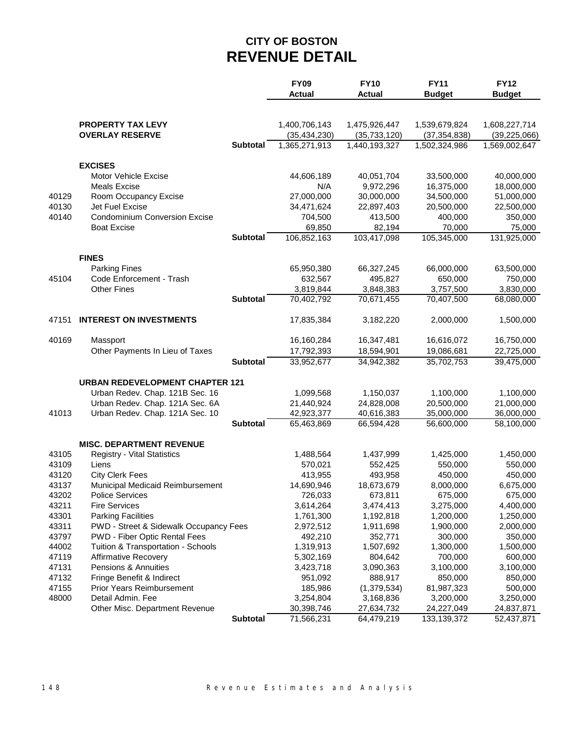# CITY OF BOSTON
# REVENUE DETAIL

| | | | FY09 Actual | FY10 Actual | FY11 Budget | FY12 Budget |
|---|---|---|---|---|---|---|
| | **PROPERTY TAX LEVY** | | 1,400,706,143 | 1,475,926,447 | 1,539,679,824 | 1,608,227,714 |
| | **OVERLAY RESERVE** | | (35,434,230) | (35,733,120) | (37,354,838) | (39,225,066) |
| | | **Subtotal** | 1,365,271,913 | 1,440,193,327 | 1,502,324,986 | 1,569,002,647 |
| | **EXCISES** | | | | | |
| | Motor Vehicle Excise | | 44,606,189 | 40,051,704 | 33,500,000 | 40,000,000 |
| | Meals Excise | | N/A | 9,972,296 | 16,375,000 | 18,000,000 |
| 40129 | Room Occupancy Excise | | 27,000,000 | 30,000,000 | 34,500,000 | 51,000,000 |
| 40130 | Jet Fuel Excise | | 34,471,624 | 22,897,403 | 20,500,000 | 22,500,000 |
| 40140 | Condominium Conversion Excise | | 704,500 | 413,500 | 400,000 | 350,000 |
| | Boat Excise | | 69,850 | 82,194 | 70,000 | 75,000 |
| | | **Subtotal** | 106,852,163 | 103,417,098 | 105,345,000 | 131,925,000 |
| | **FINES** | | | | | |
| | Parking Fines | | 65,950,380 | 66,327,245 | 66,000,000 | 63,500,000 |
| 45104 | Code Enforcement - Trash | | 632,567 | 495,827 | 650,000 | 750,000 |
| | Other Fines | | 3,819,844 | 3,848,383 | 3,757,500 | 3,830,000 |
| | | **Subtotal** | 70,402,792 | 70,671,455 | 70,407,500 | 68,080,000 |
| 47151 | **INTEREST ON INVESTMENTS** | | 17,835,384 | 3,182,220 | 2,000,000 | 1,500,000 |
| 40169 | Massport | | 16,160,284 | 16,347,481 | 16,616,072 | 16,750,000 |
| | Other Payments In Lieu of Taxes | | 17,792,393 | 18,594,901 | 19,086,681 | 22,725,000 |
| | | **Subtotal** | 33,952,677 | 34,942,382 | 35,702,753 | 39,475,000 |
| | **URBAN REDEVELOPMENT CHAPTER 121** | | | | | |
| | Urban Redev. Chap. 121B Sec. 16 | | 1,099,568 | 1,150,037 | 1,100,000 | 1,100,000 |
| | Urban Redev. Chap. 121A Sec. 6A | | 21,440,924 | 24,828,008 | 20,500,000 | 21,000,000 |
| 41013 | Urban Redev. Chap. 121A Sec. 10 | | 42,923,377 | 40,616,383 | 35,000,000 | 36,000,000 |
| | | **Subtotal** | 65,463,869 | 66,594,428 | 56,600,000 | 58,100,000 |
| | **MISC. DEPARTMENT REVENUE** | | | | | |
| 43105 | Registry - Vital Statistics | | 1,488,564 | 1,437,999 | 1,425,000 | 1,450,000 |
| 43109 | Liens | | 570,021 | 552,425 | 550,000 | 550,000 |
| 43120 | City Clerk Fees | | 413,955 | 493,958 | 450,000 | 450,000 |
| 43137 | Municipal Medicaid Reimbursement | | 14,690,946 | 18,673,679 | 8,000,000 | 6,675,000 |
| 43202 | Police Services | | 726,033 | 673,811 | 675,000 | 675,000 |
| 43211 | Fire Services | | 3,614,264 | 3,474,413 | 3,275,000 | 4,400,000 |
| 43301 | Parking Facilities | | 1,761,300 | 1,192,818 | 1,200,000 | 1,250,000 |
| 43311 | PWD - Street & Sidewalk Occupancy Fees | | 2,972,512 | 1,911,698 | 1,900,000 | 2,000,000 |
| 43797 | PWD - Fiber Optic Rental Fees | | 492,210 | 352,771 | 300,000 | 350,000 |
| 44002 | Tuition & Transportation - Schools | | 1,319,913 | 1,507,692 | 1,300,000 | 1,500,000 |
| 47119 | Affirmative Recovery | | 5,302,169 | 804,642 | 700,000 | 600,000 |
| 47131 | Pensions & Annuities | | 3,423,718 | 3,090,363 | 3,100,000 | 3,100,000 |
| 47132 | Fringe Benefit & Indirect | | 951,092 | 888,917 | 850,000 | 850,000 |
| 47155 | Prior Years Reimbursement | | 185,986 | (1,379,534) | 81,987,323 | 500,000 |
| 48000 | Detail Admin. Fee | | 3,254,804 | 3,168,836 | 3,200,000 | 3,250,000 |
| | Other Misc. Department Revenue | | 30,398,746 | 27,634,732 | 24,227,049 | 24,837,871 |
| | | **Subtotal** | 71,566,231 | 64,479,219 | 133,139,372 | 52,437,871 |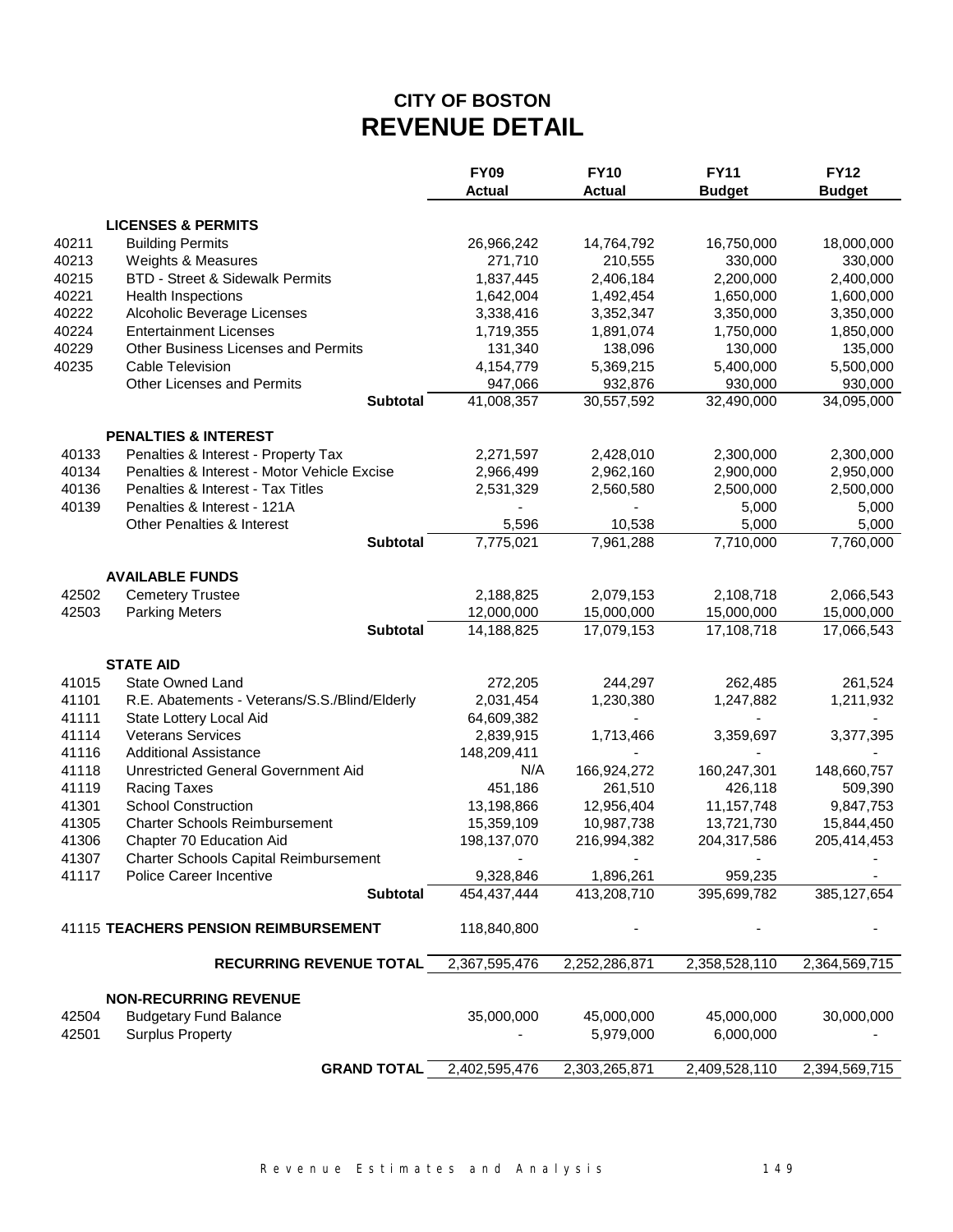# CITY OF BOSTON
# REVENUE DETAIL

| | | FY09 Actual | FY10 Actual | FY11 Budget | FY12 Budget |
|---|---|---|---|---|---|
| | **LICENSES & PERMITS** | | | | |
| 40211 | Building Permits | 26,966,242 | 14,764,792 | 16,750,000 | 18,000,000 |
| 40213 | Weights & Measures | 271,710 | 210,555 | 330,000 | 330,000 |
| 40215 | BTD - Street & Sidewalk Permits | 1,837,445 | 2,406,184 | 2,200,000 | 2,400,000 |
| 40221 | Health Inspections | 1,642,004 | 1,492,454 | 1,650,000 | 1,600,000 |
| 40222 | Alcoholic Beverage Licenses | 3,338,416 | 3,352,347 | 3,350,000 | 3,350,000 |
| 40224 | Entertainment Licenses | 1,719,355 | 1,891,074 | 1,750,000 | 1,850,000 |
| 40229 | Other Business Licenses and Permits | 131,340 | 138,096 | 130,000 | 135,000 |
| 40235 | Cable Television | 4,154,779 | 5,369,215 | 5,400,000 | 5,500,000 |
| | Other Licenses and Permits | 947,066 | 932,876 | 930,000 | 930,000 |
| | **Subtotal** | 41,008,357 | 30,557,592 | 32,490,000 | 34,095,000 |
| | **PENALTIES & INTEREST** | | | | |
| 40133 | Penalties & Interest - Property Tax | 2,271,597 | 2,428,010 | 2,300,000 | 2,300,000 |
| 40134 | Penalties & Interest - Motor Vehicle Excise | 2,966,499 | 2,962,160 | 2,900,000 | 2,950,000 |
| 40136 | Penalties & Interest - Tax Titles | 2,531,329 | 2,560,580 | 2,500,000 | 2,500,000 |
| 40139 | Penalties & Interest - 121A | - | - | 5,000 | 5,000 |
| | Other Penalties & Interest | 5,596 | 10,538 | 5,000 | 5,000 |
| | **Subtotal** | 7,775,021 | 7,961,288 | 7,710,000 | 7,760,000 |
| | **AVAILABLE FUNDS** | | | | |
| 42502 | Cemetery Trustee | 2,188,825 | 2,079,153 | 2,108,718 | 2,066,543 |
| 42503 | Parking Meters | 12,000,000 | 15,000,000 | 15,000,000 | 15,000,000 |
| | **Subtotal** | 14,188,825 | 17,079,153 | 17,108,718 | 17,066,543 |
| | **STATE AID** | | | | |
| 41015 | State Owned Land | 272,205 | 244,297 | 262,485 | 261,524 |
| 41101 | R.E. Abatements - Veterans/S.S./Blind/Elderly | 2,031,454 | 1,230,380 | 1,247,882 | 1,211,932 |
| 41111 | State Lottery Local Aid | 64,609,382 | - | - | - |
| 41114 | Veterans Services | 2,839,915 | 1,713,466 | 3,359,697 | 3,377,395 |
| 41116 | Additional Assistance | 148,209,411 | - | - | - |
| 41118 | Unrestricted General Government Aid | N/A | 166,924,272 | 160,247,301 | 148,660,757 |
| 41119 | Racing Taxes | 451,186 | 261,510 | 426,118 | 509,390 |
| 41301 | School Construction | 13,198,866 | 12,956,404 | 11,157,748 | 9,847,753 |
| 41305 | Charter Schools Reimbursement | 15,359,109 | 10,987,738 | 13,721,730 | 15,844,450 |
| 41306 | Chapter 70 Education Aid | 198,137,070 | 216,994,382 | 204,317,586 | 205,414,453 |
| 41307 | Charter Schools Capital Reimbursement | - | - | - | - |
| 41117 | Police Career Incentive | 9,328,846 | 1,896,261 | 959,235 | - |
| | **Subtotal** | 454,437,444 | 413,208,710 | 395,699,782 | 385,127,654 |
| 41115 | **TEACHERS PENSION REIMBURSEMENT** | 118,840,800 | - | - | - |
| | **RECURRING REVENUE TOTAL** | 2,367,595,476 | 2,252,286,871 | 2,358,528,110 | 2,364,569,715 |
| | **NON-RECURRING REVENUE** | | | | |
| 42504 | Budgetary Fund Balance | 35,000,000 | 45,000,000 | 45,000,000 | 30,000,000 |
| 42501 | Surplus Property | - | 5,979,000 | 6,000,000 | - |
| | **GRAND TOTAL** | 2,402,595,476 | 2,303,265,871 | 2,409,528,110 | 2,394,569,715 |